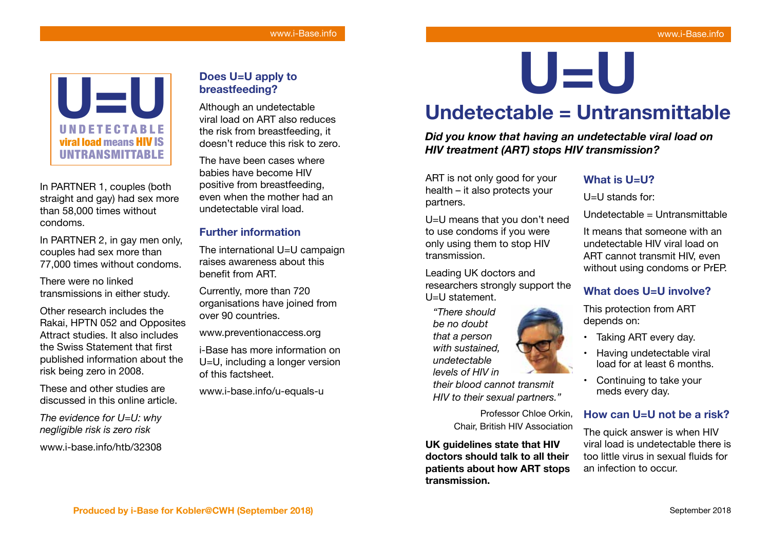# U=U

# Undetectable = Untransmittable

***Did you know that having an undetectable viral load on HIV treatment (ART) stops HIV transmission?***

ART is not only good for your health – it also protects your partners.

U=U means that you don't need to use condoms if you were only using them to stop HIV transmission.

Leading UK doctors and researchers strongly support the U=U statement.

*"There should be no doubt that a person with sustained, undetectable levels of HIV in their blood cannot transmit HIV to their sexual partners."*

Professor Chloe Orkin, Chair, British HIV Association

**UK guidelines state that HIV doctors should talk to all their patients about how ART stops transmission.**

## What is U=U?

U=U stands for:

Undetectable = Untransmittable

It means that someone with an undetectable HIV viral load on ART cannot transmit HIV, even without using condoms or PrEP.

## What does U=U involve?

This protection from ART depends on:

- Taking ART every day.
- Having undetectable viral load for at least 6 months.
- Continuing to take your meds every day.

## How can U=U not be a risk?

The quick answer is when HIV viral load is undetectable there is too little virus in sexual fluids for an infection to occur.

U=U

UNDETECTABLE viral load means HIV IS UNTRANSMITTABLE

In PARTNER 1, couples (both straight and gay) had sex more than 58,000 times without condoms.

In PARTNER 2, in gay men only, couples had sex more than 77,000 times without condoms.

There were no linked transmissions in either study.

Other research includes the Rakai, HPTN 052 and Opposites Attract studies. It also includes the Swiss Statement that first published information about the risk being zero in 2008.

These and other studies are discussed in this online article.

*The evidence for U=U: why negligible risk is zero risk*

www.i-base.info/htb/32308

## Does U=U apply to breastfeeding?

Although an undetectable viral load on ART also reduces the risk from breastfeeding, it doesn't reduce this risk to zero.

The have been cases where babies have become HIV positive from breastfeeding, even when the mother had an undetectable viral load.

## Further information

The international U=U campaign raises awareness about this benefit from ART.

Currently, more than 720 organisations have joined from over 90 countries.

www.preventionaccess.org

i-Base has more information on U=U, including a longer version of this factsheet.

www.i-base.info/u-equals-u

**Produced by i-Base for Kobler@CWH (September 2018)**

September 2018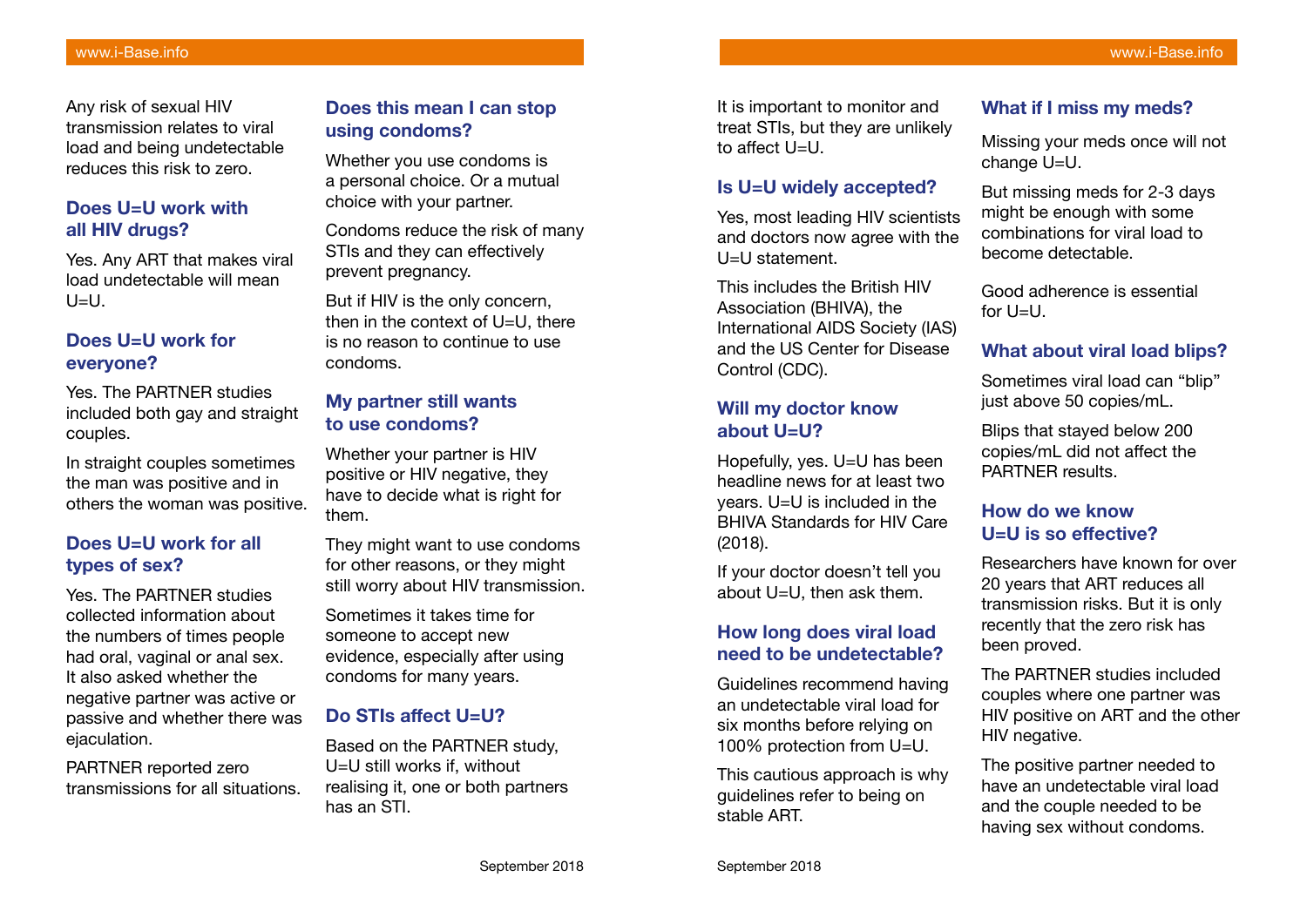Any risk of sexual HIV transmission relates to viral load and being undetectable reduces this risk to zero.

### Does U=U work with all HIV drugs?

Yes. Any ART that makes viral load undetectable will mean U=U.

### Does U=U work for everyone?

Yes. The PARTNER studies included both gay and straight couples.

In straight couples sometimes the man was positive and in others the woman was positive.

### Does U=U work for all types of sex?

Yes. The PARTNER studies collected information about the numbers of times people had oral, vaginal or anal sex. It also asked whether the negative partner was active or passive and whether there was ejaculation.

PARTNER reported zero transmissions for all situations.

### Does this mean I can stop using condoms?

Whether you use condoms is a personal choice. Or a mutual choice with your partner.

Condoms reduce the risk of many STIs and they can effectively prevent pregnancy.

But if HIV is the only concern, then in the context of U=U, there is no reason to continue to use condoms.

### My partner still wants to use condoms?

Whether your partner is HIV positive or HIV negative, they have to decide what is right for them.

They might want to use condoms for other reasons, or they might still worry about HIV transmission.

Sometimes it takes time for someone to accept new evidence, especially after using condoms for many years.

### Do STIs affect U=U?

Based on the PARTNER study, U=U still works if, without realising it, one or both partners has an STI.

It is important to monitor and treat STIs, but they are unlikely to affect U=U.

### Is U=U widely accepted?

Yes, most leading HIV scientists and doctors now agree with the U=U statement.

This includes the British HIV Association (BHIVA), the International AIDS Society (IAS) and the US Center for Disease Control (CDC).

### Will my doctor know about U=U?

Hopefully, yes. U=U has been headline news for at least two years. U=U is included in the BHIVA Standards for HIV Care (2018).

If your doctor doesn't tell you about U=U, then ask them.

### How long does viral load need to be undetectable?

Guidelines recommend having an undetectable viral load for six months before relying on 100% protection from U=U.

This cautious approach is why guidelines refer to being on stable ART.

### What if I miss my meds?

Missing your meds once will not change U=U.

But missing meds for 2-3 days might be enough with some combinations for viral load to become detectable.

Good adherence is essential for U=U.

### What about viral load blips?

Sometimes viral load can "blip" just above 50 copies/mL.

Blips that stayed below 200 copies/mL did not affect the PARTNER results.

### How do we know U=U is so effective?

Researchers have known for over 20 years that ART reduces all transmission risks. But it is only recently that the zero risk has been proved.

The PARTNER studies included couples where one partner was HIV positive on ART and the other HIV negative.

The positive partner needed to have an undetectable viral load and the couple needed to be having sex without condoms.